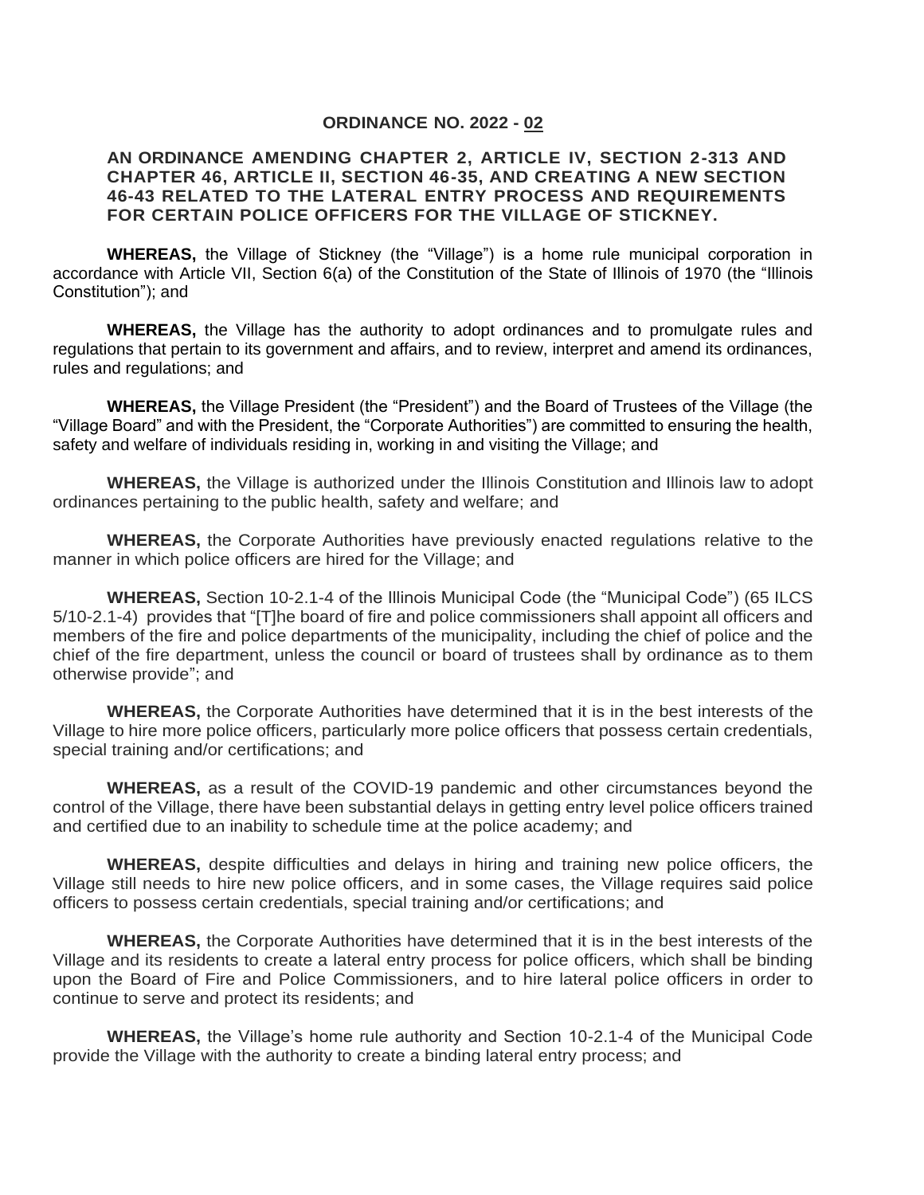# ORDINANCE NO. 2022 - 02

## AN ORDINANCE AMENDING CHAPTER 2, ARTICLE IV, SECTION 2-313 AND CHAPTER 46, ARTICLE II, SECTION 46-35, AND CREATING A NEW SECTION 46-43 RELATED TO THE LATERAL ENTRY PROCESS AND REQUIREMENTS FOR CERTAIN POLICE OFFICERS FOR THE VILLAGE OF STICKNEY.

**WHEREAS,** the Village of Stickney (the "Village") is a home rule municipal corporation in accordance with Article VII, Section 6(a) of the Constitution of the State of Illinois of 1970 (the "Illinois Constitution"); and

**WHEREAS,** the Village has the authority to adopt ordinances and to promulgate rules and regulations that pertain to its government and affairs, and to review, interpret and amend its ordinances, rules and regulations; and

**WHEREAS,** the Village President (the "President") and the Board of Trustees of the Village (the "Village Board" and with the President, the "Corporate Authorities") are committed to ensuring the health, safety and welfare of individuals residing in, working in and visiting the Village; and

**WHEREAS,** the Village is authorized under the Illinois Constitution and Illinois law to adopt ordinances pertaining to the public health, safety and welfare; and

**WHEREAS,** the Corporate Authorities have previously enacted regulations relative to the manner in which police officers are hired for the Village; and

**WHEREAS,** Section 10-2.1-4 of the Illinois Municipal Code (the "Municipal Code") (65 ILCS 5/10-2.1-4) provides that "[T]he board of fire and police commissioners shall appoint all officers and members of the fire and police departments of the municipality, including the chief of police and the chief of the fire department, unless the council or board of trustees shall by ordinance as to them otherwise provide"; and

**WHEREAS,** the Corporate Authorities have determined that it is in the best interests of the Village to hire more police officers, particularly more police officers that possess certain credentials, special training and/or certifications; and

**WHEREAS,** as a result of the COVID-19 pandemic and other circumstances beyond the control of the Village, there have been substantial delays in getting entry level police officers trained and certified due to an inability to schedule time at the police academy; and

**WHEREAS,** despite difficulties and delays in hiring and training new police officers, the Village still needs to hire new police officers, and in some cases, the Village requires said police officers to possess certain credentials, special training and/or certifications; and

**WHEREAS,** the Corporate Authorities have determined that it is in the best interests of the Village and its residents to create a lateral entry process for police officers, which shall be binding upon the Board of Fire and Police Commissioners, and to hire lateral police officers in order to continue to serve and protect its residents; and

**WHEREAS,** the Village's home rule authority and Section 10-2.1-4 of the Municipal Code provide the Village with the authority to create a binding lateral entry process; and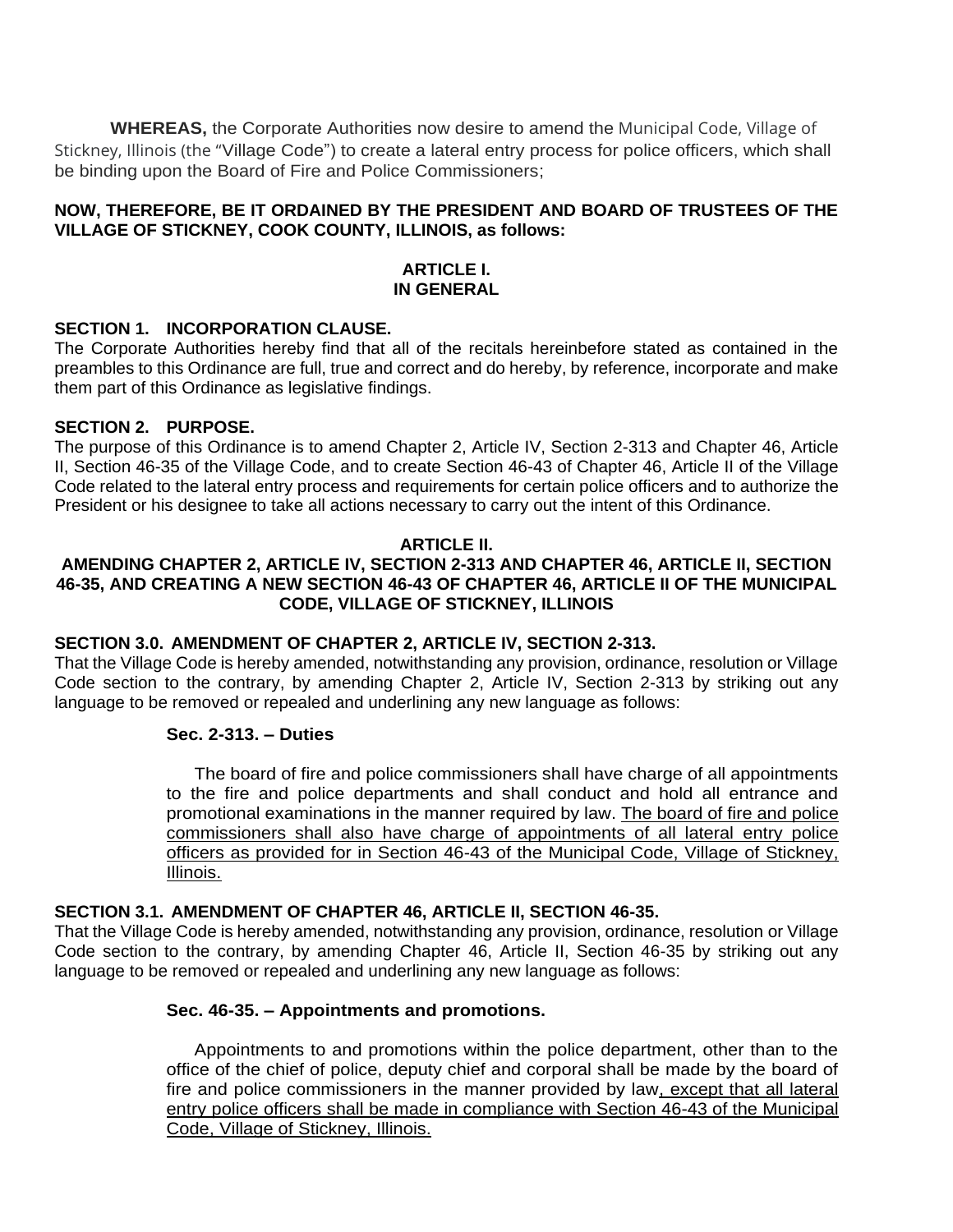**WHEREAS,** the Corporate Authorities now desire to amend the Municipal Code, Village of Stickney, Illinois (the "Village Code") to create a lateral entry process for police officers, which shall be binding upon the Board of Fire and Police Commissioners;

**NOW, THEREFORE, BE IT ORDAINED BY THE PRESIDENT AND BOARD OF TRUSTEES OF THE VILLAGE OF STICKNEY, COOK COUNTY, ILLINOIS, as follows:**

## ARTICLE I.
## IN GENERAL

**SECTION 1. INCORPORATION CLAUSE.**

The Corporate Authorities hereby find that all of the recitals hereinbefore stated as contained in the preambles to this Ordinance are full, true and correct and do hereby, by reference, incorporate and make them part of this Ordinance as legislative findings.

**SECTION 2. PURPOSE.**

The purpose of this Ordinance is to amend Chapter 2, Article IV, Section 2-313 and Chapter 46, Article II, Section 46-35 of the Village Code, and to create Section 46-43 of Chapter 46, Article II of the Village Code related to the lateral entry process and requirements for certain police officers and to authorize the President or his designee to take all actions necessary to carry out the intent of this Ordinance.

## ARTICLE II.
## AMENDING CHAPTER 2, ARTICLE IV, SECTION 2-313 AND CHAPTER 46, ARTICLE II, SECTION 46-35, AND CREATING A NEW SECTION 46-43 OF CHAPTER 46, ARTICLE II OF THE MUNICIPAL CODE, VILLAGE OF STICKNEY, ILLINOIS

**SECTION 3.0. AMENDMENT OF CHAPTER 2, ARTICLE IV, SECTION 2-313.**

That the Village Code is hereby amended, notwithstanding any provision, ordinance, resolution or Village Code section to the contrary, by amending Chapter 2, Article IV, Section 2-313 by striking out any language to be removed or repealed and underlining any new language as follows:

> **Sec. 2-313. – Duties**
>
> The board of fire and police commissioners shall have charge of all appointments to the fire and police departments and shall conduct and hold all entrance and promotional examinations in the manner required by law. <u>The board of fire and police commissioners shall also have charge of appointments of all lateral entry police officers as provided for in Section 46-43 of the Municipal Code, Village of Stickney, Illinois.</u>

**SECTION 3.1. AMENDMENT OF CHAPTER 46, ARTICLE II, SECTION 46-35.**

That the Village Code is hereby amended, notwithstanding any provision, ordinance, resolution or Village Code section to the contrary, by amending Chapter 46, Article II, Section 46-35 by striking out any language to be removed or repealed and underlining any new language as follows:

> **Sec. 46-35. – Appointments and promotions.**
>
> Appointments to and promotions within the police department, other than to the office of the chief of police, deputy chief and corporal shall be made by the board of fire and police commissioners in the manner provided by law<u>, except that all lateral entry police officers shall be made in compliance with Section 46-43 of the Municipal Code, Village of Stickney, Illinois.</u>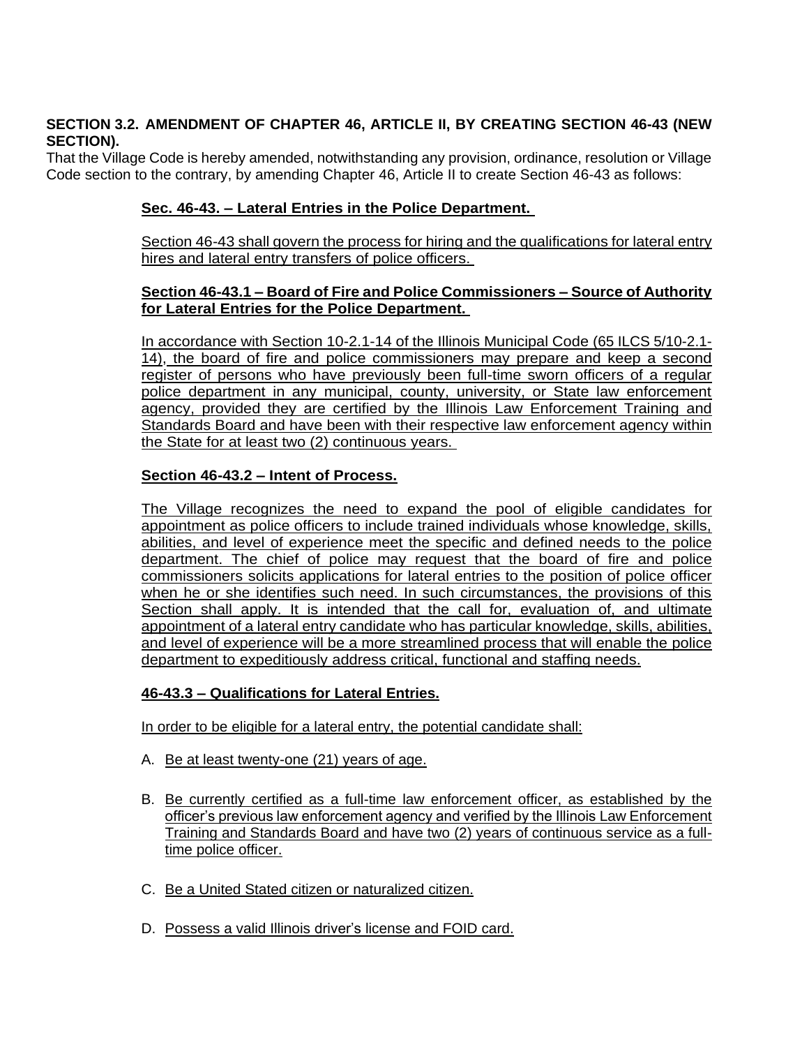**SECTION 3.2. AMENDMENT OF CHAPTER 46, ARTICLE II, BY CREATING SECTION 46-43 (NEW SECTION).**

That the Village Code is hereby amended, notwithstanding any provision, ordinance, resolution or Village Code section to the contrary, by amending Chapter 46, Article II to create Section 46-43 as follows:

**Sec. 46-43. – Lateral Entries in the Police Department.**

Section 46-43 shall govern the process for hiring and the qualifications for lateral entry hires and lateral entry transfers of police officers.

**Section 46-43.1 – Board of Fire and Police Commissioners – Source of Authority for Lateral Entries for the Police Department.**

In accordance with Section 10-2.1-14 of the Illinois Municipal Code (65 ILCS 5/10-2.1-14), the board of fire and police commissioners may prepare and keep a second register of persons who have previously been full-time sworn officers of a regular police department in any municipal, county, university, or State law enforcement agency, provided they are certified by the Illinois Law Enforcement Training and Standards Board and have been with their respective law enforcement agency within the State for at least two (2) continuous years.

**Section 46-43.2 – Intent of Process.**

The Village recognizes the need to expand the pool of eligible candidates for appointment as police officers to include trained individuals whose knowledge, skills, abilities, and level of experience meet the specific and defined needs to the police department. The chief of police may request that the board of fire and police commissioners solicits applications for lateral entries to the position of police officer when he or she identifies such need. In such circumstances, the provisions of this Section shall apply. It is intended that the call for, evaluation of, and ultimate appointment of a lateral entry candidate who has particular knowledge, skills, abilities, and level of experience will be a more streamlined process that will enable the police department to expeditiously address critical, functional and staffing needs.

**46-43.3 – Qualifications for Lateral Entries.**

In order to be eligible for a lateral entry, the potential candidate shall:

A. Be at least twenty-one (21) years of age.

B. Be currently certified as a full-time law enforcement officer, as established by the officer's previous law enforcement agency and verified by the Illinois Law Enforcement Training and Standards Board and have two (2) years of continuous service as a full-time police officer.

C. Be a United Stated citizen or naturalized citizen.

D. Possess a valid Illinois driver's license and FOID card.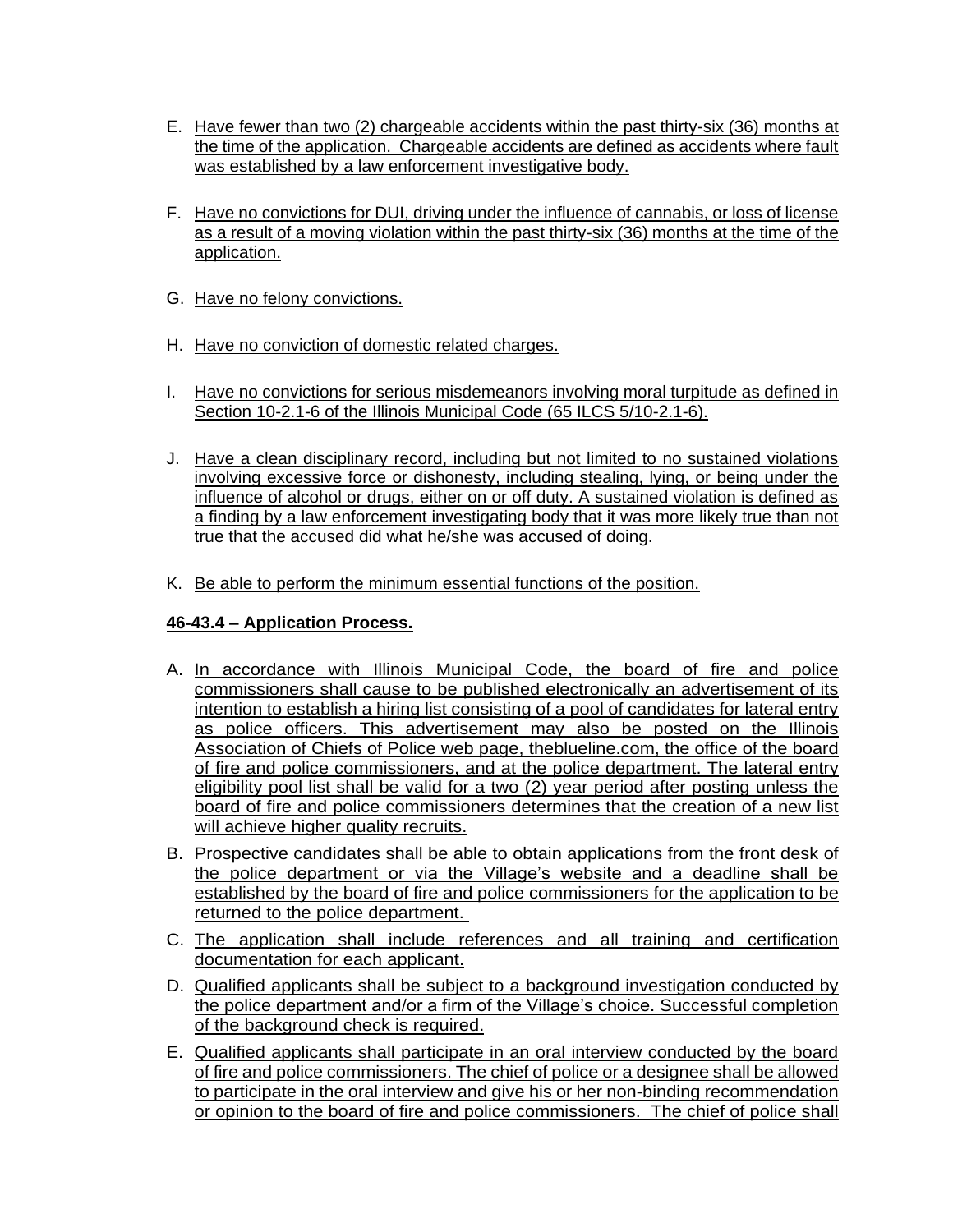E. Have fewer than two (2) chargeable accidents within the past thirty-six (36) months at the time of the application. Chargeable accidents are defined as accidents where fault was established by a law enforcement investigative body.

F. Have no convictions for DUI, driving under the influence of cannabis, or loss of license as a result of a moving violation within the past thirty-six (36) months at the time of the application.

G. Have no felony convictions.

H. Have no conviction of domestic related charges.

I. Have no convictions for serious misdemeanors involving moral turpitude as defined in Section 10-2.1-6 of the Illinois Municipal Code (65 ILCS 5/10-2.1-6).

J. Have a clean disciplinary record, including but not limited to no sustained violations involving excessive force or dishonesty, including stealing, lying, or being under the influence of alcohol or drugs, either on or off duty. A sustained violation is defined as a finding by a law enforcement investigating body that it was more likely true than not true that the accused did what he/she was accused of doing.

K. Be able to perform the minimum essential functions of the position.

**46-43.4 – Application Process.**

A. In accordance with Illinois Municipal Code, the board of fire and police commissioners shall cause to be published electronically an advertisement of its intention to establish a hiring list consisting of a pool of candidates for lateral entry as police officers. This advertisement may also be posted on the Illinois Association of Chiefs of Police web page, theblueline.com, the office of the board of fire and police commissioners, and at the police department. The lateral entry eligibility pool list shall be valid for a two (2) year period after posting unless the board of fire and police commissioners determines that the creation of a new list will achieve higher quality recruits.

B. Prospective candidates shall be able to obtain applications from the front desk of the police department or via the Village's website and a deadline shall be established by the board of fire and police commissioners for the application to be returned to the police department.

C. The application shall include references and all training and certification documentation for each applicant.

D. Qualified applicants shall be subject to a background investigation conducted by the police department and/or a firm of the Village's choice. Successful completion of the background check is required.

E. Qualified applicants shall participate in an oral interview conducted by the board of fire and police commissioners. The chief of police or a designee shall be allowed to participate in the oral interview and give his or her non-binding recommendation or opinion to the board of fire and police commissioners. The chief of police shall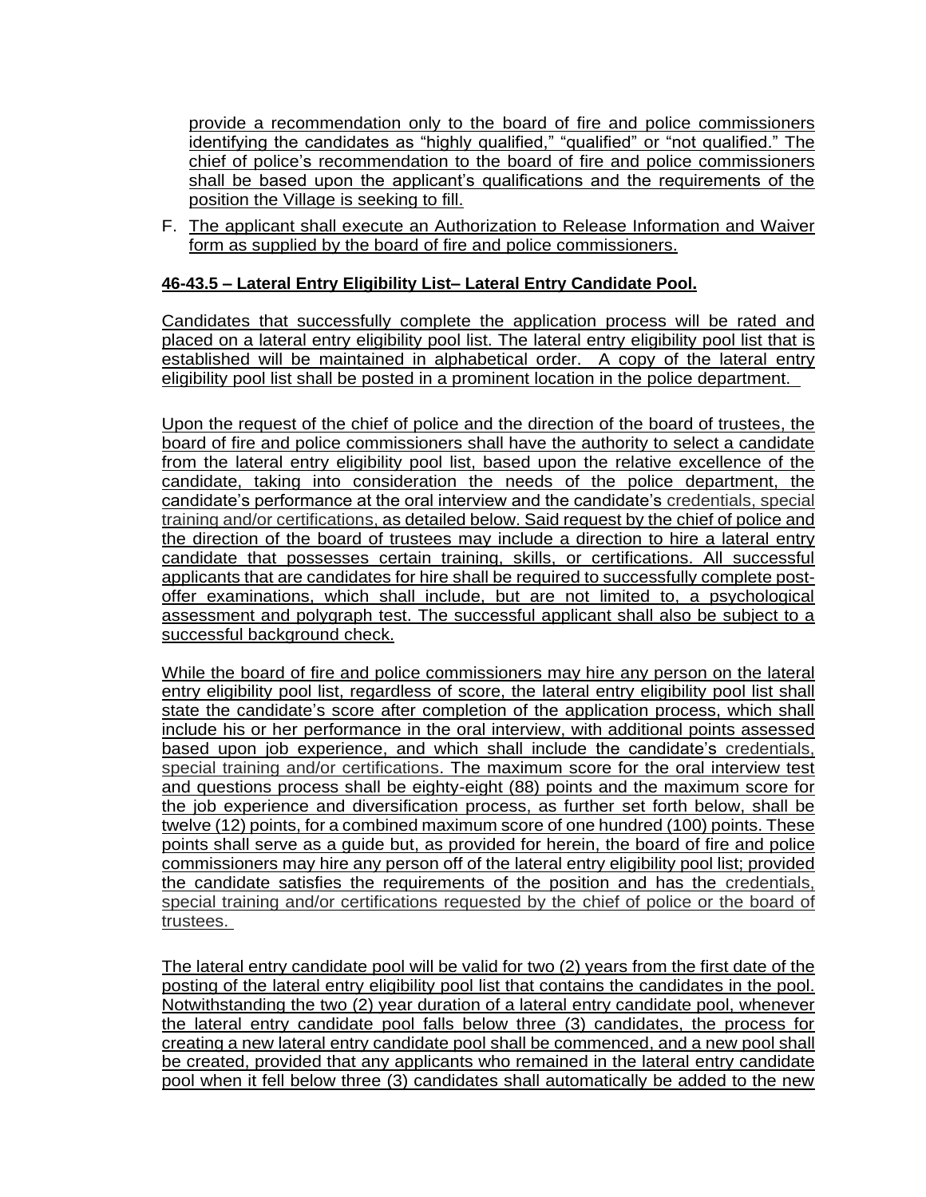provide a recommendation only to the board of fire and police commissioners identifying the candidates as "highly qualified," "qualified" or "not qualified." The chief of police's recommendation to the board of fire and police commissioners shall be based upon the applicant's qualifications and the requirements of the position the Village is seeking to fill.

F. The applicant shall execute an Authorization to Release Information and Waiver form as supplied by the board of fire and police commissioners.

**46-43.5 – Lateral Entry Eligibility List– Lateral Entry Candidate Pool.**

Candidates that successfully complete the application process will be rated and placed on a lateral entry eligibility pool list. The lateral entry eligibility pool list that is established will be maintained in alphabetical order. A copy of the lateral entry eligibility pool list shall be posted in a prominent location in the police department.

Upon the request of the chief of police and the direction of the board of trustees, the board of fire and police commissioners shall have the authority to select a candidate from the lateral entry eligibility pool list, based upon the relative excellence of the candidate, taking into consideration the needs of the police department, the candidate's performance at the oral interview and the candidate's credentials, special training and/or certifications, as detailed below. Said request by the chief of police and the direction of the board of trustees may include a direction to hire a lateral entry candidate that possesses certain training, skills, or certifications. All successful applicants that are candidates for hire shall be required to successfully complete post-offer examinations, which shall include, but are not limited to, a psychological assessment and polygraph test. The successful applicant shall also be subject to a successful background check.

While the board of fire and police commissioners may hire any person on the lateral entry eligibility pool list, regardless of score, the lateral entry eligibility pool list shall state the candidate's score after completion of the application process, which shall include his or her performance in the oral interview, with additional points assessed based upon job experience, and which shall include the candidate's credentials, special training and/or certifications. The maximum score for the oral interview test and questions process shall be eighty-eight (88) points and the maximum score for the job experience and diversification process, as further set forth below, shall be twelve (12) points, for a combined maximum score of one hundred (100) points. These points shall serve as a guide but, as provided for herein, the board of fire and police commissioners may hire any person off of the lateral entry eligibility pool list; provided the candidate satisfies the requirements of the position and has the credentials, special training and/or certifications requested by the chief of police or the board of trustees.

The lateral entry candidate pool will be valid for two (2) years from the first date of the posting of the lateral entry eligibility pool list that contains the candidates in the pool. Notwithstanding the two (2) year duration of a lateral entry candidate pool, whenever the lateral entry candidate pool falls below three (3) candidates, the process for creating a new lateral entry candidate pool shall be commenced, and a new pool shall be created, provided that any applicants who remained in the lateral entry candidate pool when it fell below three (3) candidates shall automatically be added to the new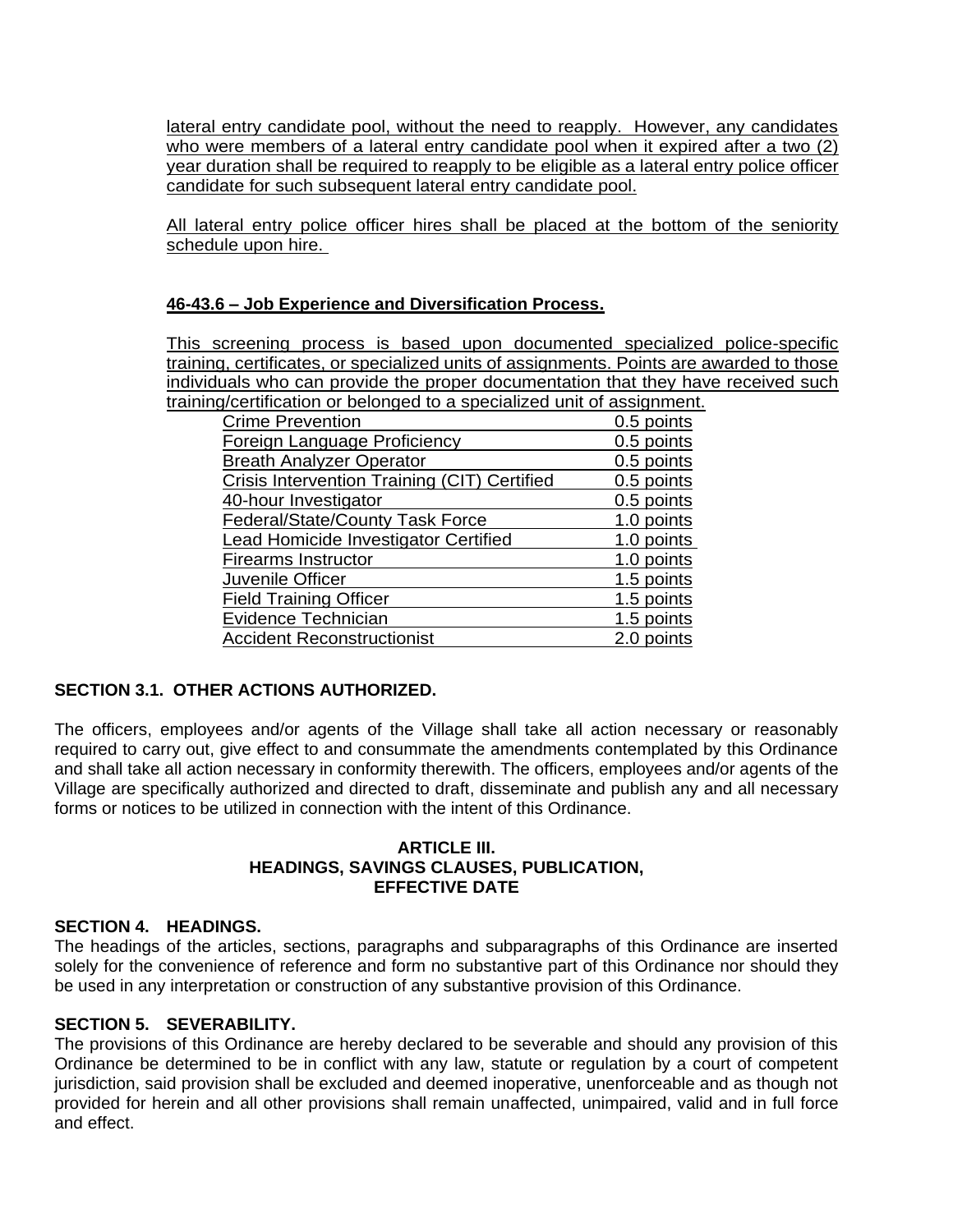lateral entry candidate pool, without the need to reapply. However, any candidates who were members of a lateral entry candidate pool when it expired after a two (2) year duration shall be required to reapply to be eligible as a lateral entry police officer candidate for such subsequent lateral entry candidate pool.

All lateral entry police officer hires shall be placed at the bottom of the seniority schedule upon hire.

**46-43.6 – Job Experience and Diversification Process.**

This screening process is based upon documented specialized police-specific training, certificates, or specialized units of assignments. Points are awarded to those individuals who can provide the proper documentation that they have received such training/certification or belonged to a specialized unit of assignment.

| Training/Certification/Assignment | Points |
|---|---|
| Crime Prevention | 0.5 points |
| Foreign Language Proficiency | 0.5 points |
| Breath Analyzer Operator | 0.5 points |
| Crisis Intervention Training (CIT) Certified | 0.5 points |
| 40-hour Investigator | 0.5 points |
| Federal/State/County Task Force | 1.0 points |
| Lead Homicide Investigator Certified | 1.0 points |
| Firearms Instructor | 1.0 points |
| Juvenile Officer | 1.5 points |
| Field Training Officer | 1.5 points |
| Evidence Technician | 1.5 points |
| Accident Reconstructionist | 2.0 points |

**SECTION 3.1. OTHER ACTIONS AUTHORIZED.**

The officers, employees and/or agents of the Village shall take all action necessary or reasonably required to carry out, give effect to and consummate the amendments contemplated by this Ordinance and shall take all action necessary in conformity therewith. The officers, employees and/or agents of the Village are specifically authorized and directed to draft, disseminate and publish any and all necessary forms or notices to be utilized in connection with the intent of this Ordinance.

## ARTICLE III. HEADINGS, SAVINGS CLAUSES, PUBLICATION, EFFECTIVE DATE

**SECTION 4. HEADINGS.**

The headings of the articles, sections, paragraphs and subparagraphs of this Ordinance are inserted solely for the convenience of reference and form no substantive part of this Ordinance nor should they be used in any interpretation or construction of any substantive provision of this Ordinance.

**SECTION 5. SEVERABILITY.**

The provisions of this Ordinance are hereby declared to be severable and should any provision of this Ordinance be determined to be in conflict with any law, statute or regulation by a court of competent jurisdiction, said provision shall be excluded and deemed inoperative, unenforceable and as though not provided for herein and all other provisions shall remain unaffected, unimpaired, valid and in full force and effect.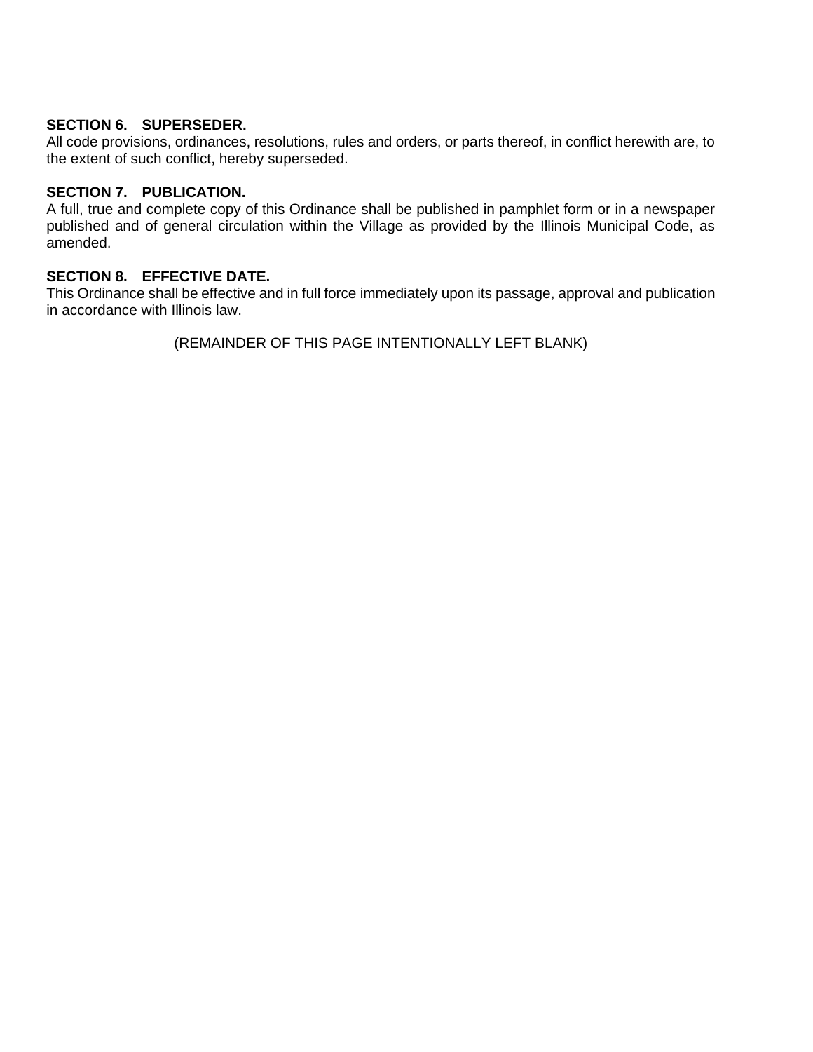**SECTION 6. SUPERSEDER.**
All code provisions, ordinances, resolutions, rules and orders, or parts thereof, in conflict herewith are, to the extent of such conflict, hereby superseded.

**SECTION 7. PUBLICATION.**
A full, true and complete copy of this Ordinance shall be published in pamphlet form or in a newspaper published and of general circulation within the Village as provided by the Illinois Municipal Code, as amended.

**SECTION 8. EFFECTIVE DATE.**
This Ordinance shall be effective and in full force immediately upon its passage, approval and publication in accordance with Illinois law.

(REMAINDER OF THIS PAGE INTENTIONALLY LEFT BLANK)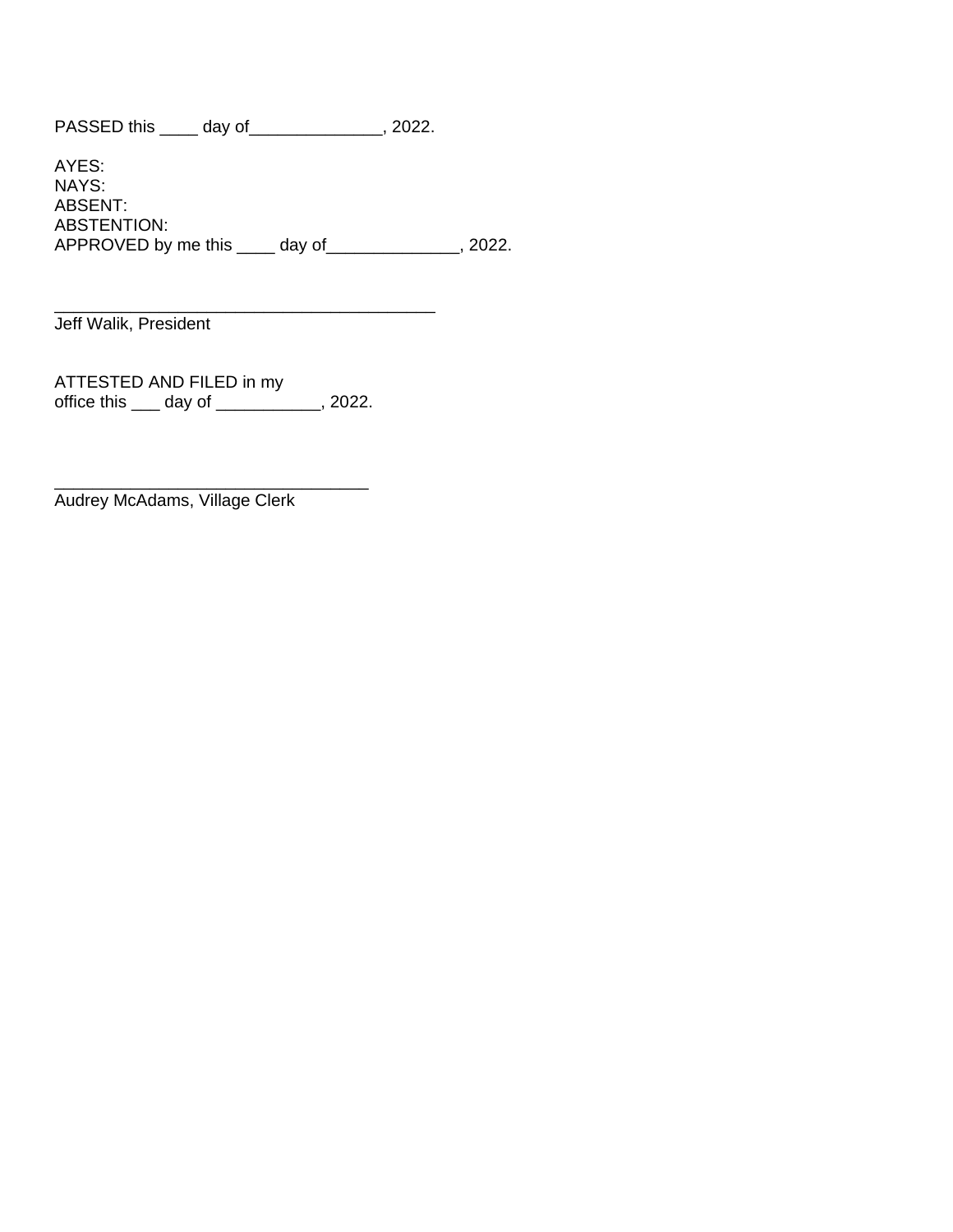PASSED this ____ day of______________, 2022.

AYES:
NAYS:
ABSENT:
ABSTENTION:
APPROVED by me this ____ day of______________, 2022.

__________________________________________
Jeff Walik, President

ATTESTED AND FILED in my
office this ___ day of ___________, 2022.

__________________________________
Audrey McAdams, Village Clerk